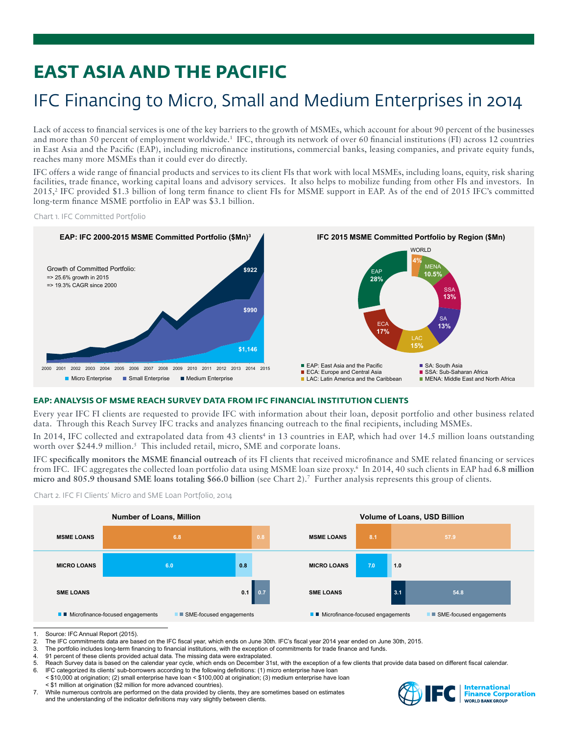# EAST ASIA AND THE PACIFIC

## IFC Financing to Micro, Small and Medium Enterprises in 2014

Lack of access to financial services is one of the key barriers to the growth of MSMEs, which account for about 90 percent of the businesses and more than 50 percent of employment worldwide.[1] IFC, through its network of over 60 financial institutions (FI) across 12 countries in East Asia and the Pacific (EAP), including microfinance institutions, commercial banks, leasing companies, and private equity funds, reaches many more MSMEs than it could ever do directly.

IFC offers a wide range of financial products and services to its client FIs that work with local MSMEs, including loans, equity, risk sharing facilities, trade finance, working capital loans and advisory services. It also helps to mobilize funding from other FIs and investors. In 2015,[2] IFC provided $1.3 billion of long term finance to client FIs for MSME support in EAP. As of the end of 2015 IFC's committed long-term finance MSME portfolio in EAP was $3.1 billion.

Chart 1. IFC Committed Portfolio

**EAP: IFC 2000-2015 MSME Committed Portfolio ($Mn)[3]**

Growth of Committed Portfolio:
=> 25.6% growth in 2015
=> 19.3% CAGR since 2000

| | 2015 |
|---|---|
| Medium Enterprise | $922 |
| Small Enterprise | $990 |
| Micro Enterprise | $1,146 |

**IFC 2015 MSME Committed Portfolio by Region ($Mn)**

| Region | Share |
|---|---|
| EAP: East Asia and the Pacific | 28% |
| ECA: Europe and Central Asia | 17% |
| LAC: Latin America and the Caribbean | 15% |
| SA: South Asia | 13% |
| SSA: Sub-Saharan Africa | 13% |
| MENA: Middle East and North Africa | 10.5% |
| WORLD | 4% |

### EAP: ANALYSIS OF MSME REACH SURVEY DATA FROM IFC FINANCIAL INSTITUTION CLIENTS

Every year IFC FI clients are requested to provide IFC with information about their loan, deposit portfolio and other business related data. Through this Reach Survey IFC tracks and analyzes financing outreach to the final recipients, including MSMEs.

In 2014, IFC collected and extrapolated data from 43 clients[4] in 13 countries in EAP, which had over 14.5 million loans outstanding worth over $244.9 million.[5] This included retail, micro, SME and corporate loans.

IFC **specifically monitors the MSME financial outreach** of its FI clients that received microfinance and SME related financing or services from IFC. IFC aggregates the collected loan portfolio data using MSME loan size proxy.[6] In 2014, 40 such clients in EAP had **6.8 million micro and 805.9 thousand SME loans totaling $66.0 billion** (see Chart 2).[7] Further analysis represents this group of clients.

Chart 2. IFC FI Clients' Micro and SME Loan Portfolio, 2014

| | Number of Loans, Million: Microfinance-focused engagements | Number of Loans, Million: SME-focused engagements | Volume of Loans, USD Billion: Microfinance-focused engagements | Volume of Loans, USD Billion: SME-focused engagements |
|---|---|---|---|---|
| MSME LOANS | 6.8 | 0.8 | 8.1 | 57.9 |
| MICRO LOANS | 6.0 | 0.8 | 7.0 | 1.0 |
| SME LOANS | 0.1 | 0.7 | 3.1 | 54.8 |

1. Source: IFC Annual Report (2015).
2. The IFC commitments data are based on the IFC fiscal year, which ends on June 30th. IFC's fiscal year 2014 year ended on June 30th, 2015.
3. The portfolio includes long-term financing to financial institutions, with the exception of commitments for trade finance and funds.
4. 91 percent of these clients provided actual data. The missing data were extrapolated.
5. Reach Survey data is based on the calendar year cycle, which ends on December 31st, with the exception of a few clients that provide data based on different fiscal calendar.
6. IFC categorized its clients' sub-borrowers according to the following definitions: (1) micro enterprise have loan < $10,000 at origination; (2) small enterprise have loan < $100,000 at origination; (3) medium enterprise have loan < $1 million at origination ($2 million for more advanced countries).
7. While numerous controls are performed on the data provided by clients, they are sometimes based on estimates and the understanding of the indicator definitions may vary slightly between clients.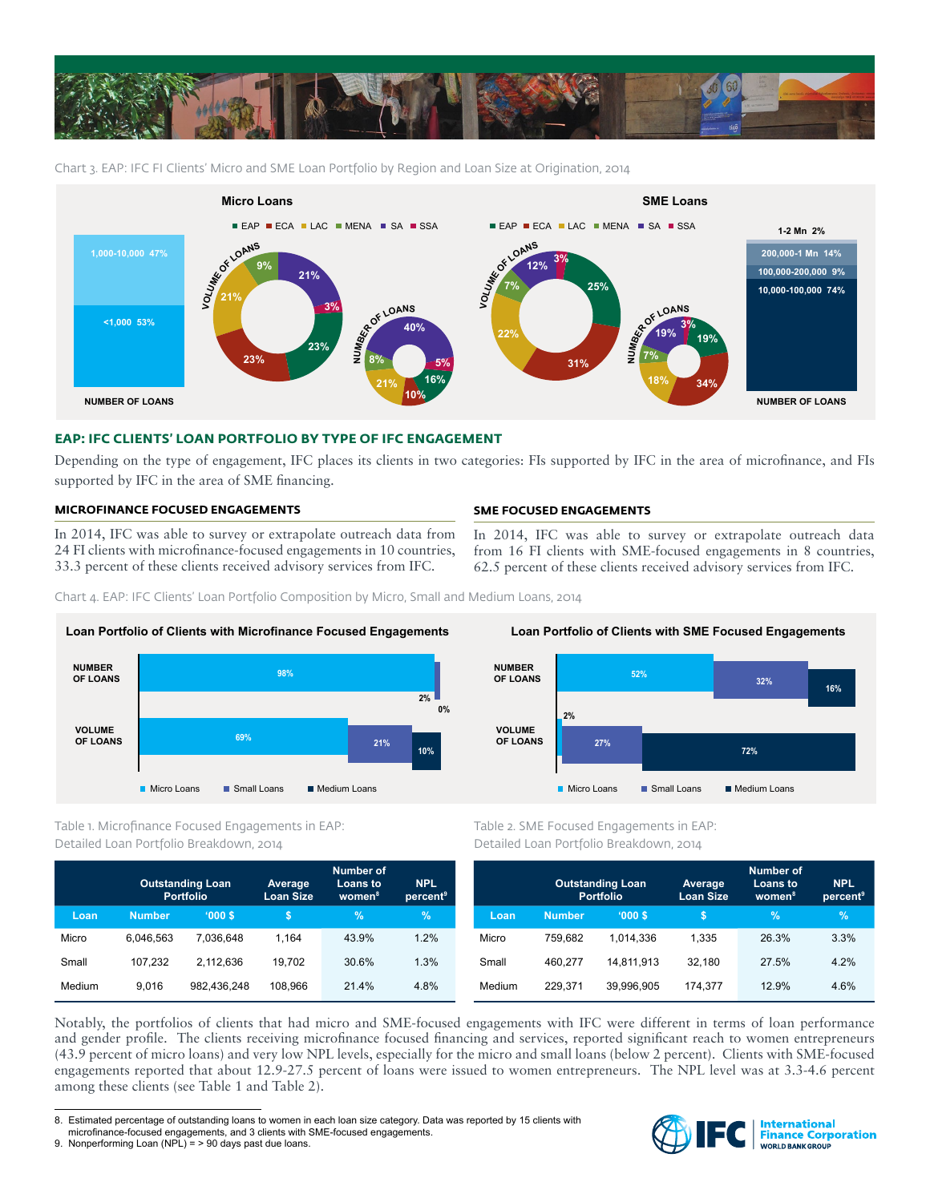Chart 3. EAP: IFC FI Clients' Micro and SME Loan Portfolio by Region and Loan Size at Origination, 2014

**Micro Loans**

EAP ECA LAC MENA SA SSA

NUMBER OF LOANS: 1,000-10,000 47%; <1,000 53%

VOLUME OF LOANS: 9%, 21%, 3%, 23%, 23%, 21%

NUMBER OF LOANS: 40%, 5%, 16%, 10%, 21%, 8%

**SME Loans**

EAP ECA LAC MENA SA SSA

VOLUME OF LOANS: 12%, 3%, 25%, 31%, 22%, 7%

NUMBER OF LOANS: 19%, 3%, 19%, 34%, 18%, 7%

NUMBER OF LOANS: 1-2 Mn 2%; 200,000-1 Mn 14%; 100,000-200,000 9%; 10,000-100,000 74%

## EAP: IFC CLIENTS' LOAN PORTFOLIO BY TYPE OF IFC ENGAGEMENT

Depending on the type of engagement, IFC places its clients in two categories: FIs supported by IFC in the area of microfinance, and FIs supported by IFC in the area of SME financing.

### MICROFINANCE FOCUSED ENGAGEMENTS

In 2014, IFC was able to survey or extrapolate outreach data from 24 FI clients with microfinance-focused engagements in 10 countries, 33.3 percent of these clients received advisory services from IFC.

### SME FOCUSED ENGAGEMENTS

In 2014, IFC was able to survey or extrapolate outreach data from 16 FI clients with SME-focused engagements in 8 countries, 62.5 percent of these clients received advisory services from IFC.

Chart 4. EAP: IFC Clients' Loan Portfolio Composition by Micro, Small and Medium Loans, 2014

**Loan Portfolio of Clients with Microfinance Focused Engagements**

| | Micro Loans | Small Loans | Medium Loans |
|---|---|---|---|
| NUMBER OF LOANS | 98% | 2% | 0% |
| VOLUME OF LOANS | 69% | 21% | 10% |

**Loan Portfolio of Clients with SME Focused Engagements**

| | Micro Loans | Small Loans | Medium Loans |
|---|---|---|---|
| NUMBER OF LOANS | 52% | 32% | 16% |
| VOLUME OF LOANS | 2% | 27% | 72% |

Table 1. Microfinance Focused Engagements in EAP: Detailed Loan Portfolio Breakdown, 2014

| | Outstanding Loan Portfolio | | Average Loan Size | Number of Loans to women[8] | NPL percent[9] |
|---|---|---|---|---|---|
| Loan | Number | '000 $ | $ | % | % |
| Micro | 6,046,563 | 7,036,648 | 1,164 | 43.9% | 1.2% |
| Small | 107,232 | 2,112,636 | 19,702 | 30.6% | 1.3% |
| Medium | 9,016 | 982,436,248 | 108,966 | 21.4% | 4.8% |

Table 2. SME Focused Engagements in EAP: Detailed Loan Portfolio Breakdown, 2014

| | Outstanding Loan Portfolio | | Average Loan Size | Number of Loans to women[8] | NPL percent[9] |
|---|---|---|---|---|---|
| Loan | Number | '000 $ | $ | % | % |
| Micro | 759,682 | 1,014,336 | 1,335 | 26.3% | 3.3% |
| Small | 460,277 | 14,811,913 | 32,180 | 27.5% | 4.2% |
| Medium | 229,371 | 39,996,905 | 174,377 | 12.9% | 4.6% |

Notably, the portfolios of clients that had micro and SME-focused engagements with IFC were different in terms of loan performance and gender profile. The clients receiving microfinance focused financing and services, reported significant reach to women entrepreneurs (43.9 percent of micro loans) and very low NPL levels, especially for the micro and small loans (below 2 percent). Clients with SME-focused engagements reported that about 12.9-27.5 percent of loans were issued to women entrepreneurs. The NPL level was at 3.3-4.6 percent among these clients (see Table 1 and Table 2).

8. Estimated percentage of outstanding loans to women in each loan size category. Data was reported by 15 clients with microfinance-focused engagements, and 3 clients with SME-focused engagements.
9. Nonperforming Loan (NPL) = > 90 days past due loans.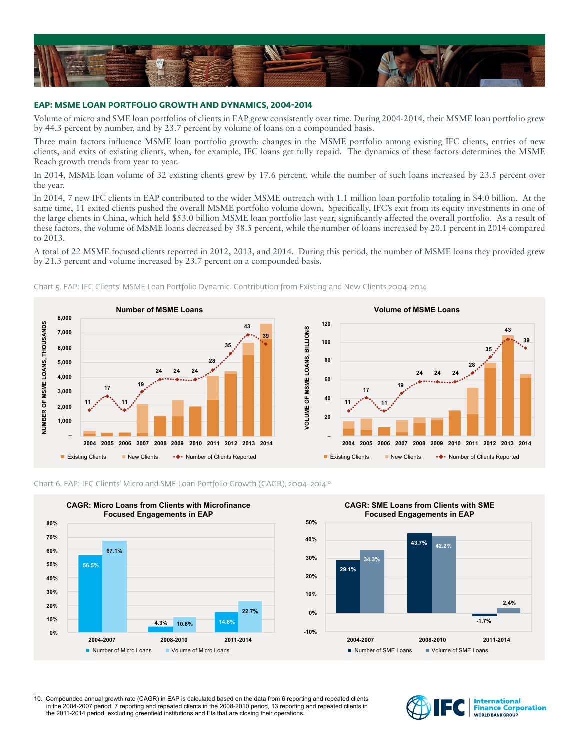## EAP: MSME LOAN PORTFOLIO GROWTH AND DYNAMICS, 2004-2014

Volume of micro and SME loan portfolios of clients in EAP grew consistently over time. During 2004-2014, their MSME loan portfolio grew by 44.3 percent by number, and by 23.7 percent by volume of loans on a compounded basis.

Three main factors influence MSME loan portfolio growth: changes in the MSME portfolio among existing IFC clients, entries of new clients, and exits of existing clients, when, for example, IFC loans get fully repaid. The dynamics of these factors determines the MSME Reach growth trends from year to year.

In 2014, MSME loan volume of 32 existing clients grew by 17.6 percent, while the number of such loans increased by 23.5 percent over the year.

In 2014, 7 new IFC clients in EAP contributed to the wider MSME outreach with 1.1 million loan portfolio totaling in $4.0 billion. At the same time, 11 exited clients pushed the overall MSME portfolio volume down. Specifically, IFC's exit from its equity investments in one of the large clients in China, which held $53.0 billion MSME loan portfolio last year, significantly affected the overall portfolio. As a result of these factors, the volume of MSME loans decreased by 38.5 percent, while the number of loans increased by 20.1 percent in 2014 compared to 2013.

A total of 22 MSME focused clients reported in 2012, 2013, and 2014. During this period, the number of MSME loans they provided grew by 21.3 percent and volume increased by 23.7 percent on a compounded basis.

Chart 5. EAP: IFC Clients' MSME Loan Portfolio Dynamic. Contribution from Existing and New Clients 2004-2014

**Number of MSME Loans** (Number of MSME Loans, Thousands)

| | 2004 | 2005 | 2006 | 2007 | 2008 | 2009 | 2010 | 2011 | 2012 | 2013 | 2014 |
|---|---|---|---|---|---|---|---|---|---|---|---|
| Number of Clients Reported | 11 | 17 | 11 | 19 | 24 | 24 | 24 | 28 | 35 | 43 | 39 |

**Volume of MSME Loans** (Volume of MSME Loans, Billions)

| | 2004 | 2005 | 2006 | 2007 | 2008 | 2009 | 2010 | 2011 | 2012 | 2013 | 2014 |
|---|---|---|---|---|---|---|---|---|---|---|---|
| Number of Clients Reported | 11 | 17 | 11 | 19 | 24 | 24 | 24 | 28 | 35 | 43 | 39 |

Legend: Existing Clients, New Clients, Number of Clients Reported

Chart 6. EAP: IFC Clients' Micro and SME Loan Portfolio Growth (CAGR), 2004-2014[10]

**CAGR: Micro Loans from Clients with Microfinance Focused Engagements in EAP**

| | 2004-2007 | 2008-2010 | 2011-2014 |
|---|---|---|---|
| Number of Micro Loans | 56.5% | 4.3% | 14.8% |
| Volume of Micro Loans | 67.1% | 10.8% | 22.7% |

**CAGR: SME Loans from Clients with SME Focused Engagements in EAP**

| | 2004-2007 | 2008-2010 | 2011-2014 |
|---|---|---|---|
| Number of SME Loans | 29.1% | 43.7% | -1.7% |
| Volume of SME Loans | 34.3% | 42.2% | 2.4% |

10. Compounded annual growth rate (CAGR) in EAP is calculated based on the data from 6 reporting and repeated clients in the 2004-2007 period, 7 reporting and repeated clients in the 2008-2010 period, 13 reporting and repeated clients in the 2011-2014 period, excluding greenfield institutions and FIs that are closing their operations.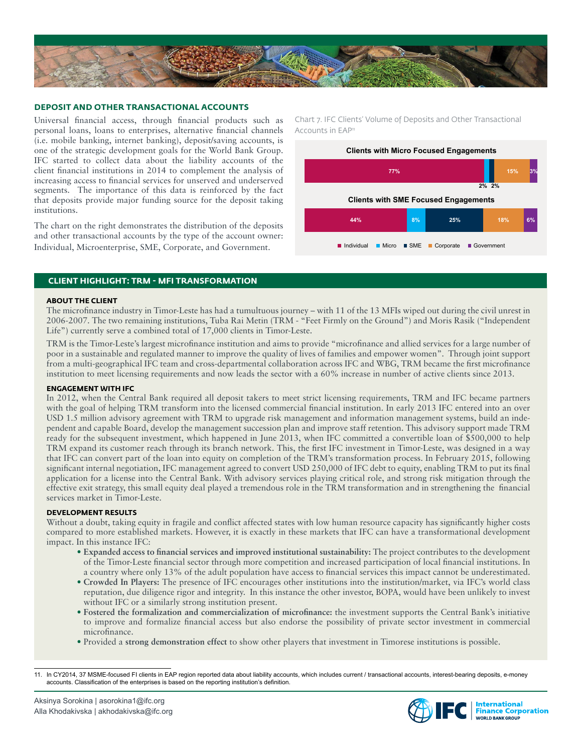## DEPOSIT AND OTHER TRANSACTIONAL ACCOUNTS

Universal financial access, through financial products such as personal loans, loans to enterprises, alternative financial channels (i.e. mobile banking, internet banking), deposit/saving accounts, is one of the strategic development goals for the World Bank Group. IFC started to collect data about the liability accounts of the client financial institutions in 2014 to complement the analysis of increasing access to financial services for unserved and underserved segments. The importance of this data is reinforced by the fact that deposits provide major funding source for the deposit taking institutions.

The chart on the right demonstrates the distribution of the deposits and other transactional accounts by the type of the account owner: Individual, Microenterprise, SME, Corporate, and Government.

Chart 7. IFC Clients' Volume of Deposits and Other Transactional Accounts in EAP[11]

Clients with Micro Focused Engagements

77%
2%
2%
15%
3%

Clients with SME Focused Engagements

44%
8%
25%
18%
6%

Individual, Micro, SME, Corporate, Government

## CLIENT HIGHLIGHT: TRM - MFI TRANSFORMATION

### ABOUT THE CLIENT

The microfinance industry in Timor-Leste has had a tumultuous journey – with 11 of the 13 MFIs wiped out during the civil unrest in 2006-2007. The two remaining institutions, Tuba Rai Metin (TRM - "Feet Firmly on the Ground") and Moris Rasik ("Independent Life") currently serve a combined total of 17,000 clients in Timor-Leste.

TRM is the Timor-Leste's largest microfinance institution and aims to provide "microfinance and allied services for a large number of poor in a sustainable and regulated manner to improve the quality of lives of families and empower women". Through joint support from a multi-geographical IFC team and cross-departmental collaboration across IFC and WBG, TRM became the first microfinance institution to meet licensing requirements and now leads the sector with a 60% increase in number of active clients since 2013.

### ENGAGEMENT WITH IFC

In 2012, when the Central Bank required all deposit takers to meet strict licensing requirements, TRM and IFC became partners with the goal of helping TRM transform into the licensed commercial financial institution. In early 2013 IFC entered into an over USD 1.5 million advisory agreement with TRM to upgrade risk management and information management systems, build an independent and capable Board, develop the management succession plan and improve staff retention. This advisory support made TRM ready for the subsequent investment, which happened in June 2013, when IFC committed a convertible loan of $500,000 to help TRM expand its customer reach through its branch network. This, the first IFC investment in Timor-Leste, was designed in a way that IFC can convert part of the loan into equity on completion of the TRM's transformation process. In February 2015, following significant internal negotiation, IFC management agreed to convert USD 250,000 of IFC debt to equity, enabling TRM to put its final application for a license into the Central Bank. With advisory services playing critical role, and strong risk mitigation through the effective exit strategy, this small equity deal played a tremendous role in the TRM transformation and in strengthening the financial services market in Timor-Leste.

### DEVELOPMENT RESULTS

Without a doubt, taking equity in fragile and conflict affected states with low human resource capacity has significantly higher costs compared to more established markets. However, it is exactly in these markets that IFC can have a transformational development impact. In this instance IFC:

- **Expanded access to financial services and improved institutional sustainability:** The project contributes to the development of the Timor-Leste financial sector through more competition and increased participation of local financial institutions. In a country where only 13% of the adult population have access to financial services this impact cannot be underestimated.
- **Crowded In Players:** The presence of IFC encourages other institutions into the institution/market, via IFC's world class reputation, due diligence rigor and integrity. In this instance the other investor, BOPA, would have been unlikely to invest without IFC or a similarly strong institution present.
- **Fostered the formalization and commercialization of microfinance:** the investment supports the Central Bank's initiative to improve and formalize financial access but also endorse the possibility of private sector investment in commercial microfinance.
- Provided a **strong demonstration effect** to show other players that investment in Timorese institutions is possible.

11. In CY2014, 37 MSME-focused FI clients in EAP region reported data about liability accounts, which includes current / transactional accounts, interest-bearing deposits, e-money accounts. Classification of the enterprises is based on the reporting institution's definition.

Aksinya Sorokina | asorokina1@ifc.org
Alla Khodakivska | akhodakivska@ifc.org

International Finance Corporation
WORLD BANK GROUP